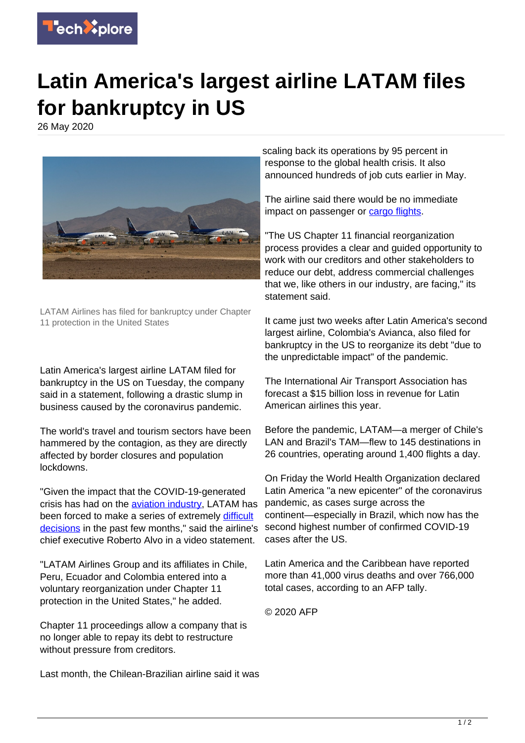# Latin America's largest airline LATAM files for bankruptcy in US

26 May 2020

LATAM Airlines has filed for bankruptcy under Chapter 11 protection in the United States

Latin America's largest airline LATAM filed for bankruptcy in the US on Tuesday, the company said in a statement, following a drastic slump in business caused by the coronavirus pandemic.

The world's travel and tourism sectors have been hammered by the contagion, as they are directly affected by border closures and population lockdowns.

"Given the impact that the COVID-19-generated crisis has had on the aviation industry, LATAM has been forced to make a series of extremely difficult decisions in the past few months," said the airline's chief executive Roberto Alvo in a video statement.

"LATAM Airlines Group and its affiliates in Chile, Peru, Ecuador and Colombia entered into a voluntary reorganization under Chapter 11 protection in the United States," he added.

Chapter 11 proceedings allow a company that is no longer able to repay its debt to restructure without pressure from creditors.

Last month, the Chilean-Brazilian airline said it was scaling back its operations by 95 percent in response to the global health crisis. It also announced hundreds of job cuts earlier in May.

The airline said there would be no immediate impact on passenger or cargo flights.

"The US Chapter 11 financial reorganization process provides a clear and guided opportunity to work with our creditors and other stakeholders to reduce our debt, address commercial challenges that we, like others in our industry, are facing," its statement said.

It came just two weeks after Latin America's second largest airline, Colombia's Avianca, also filed for bankruptcy in the US to reorganize its debt "due to the unpredictable impact" of the pandemic.

The International Air Transport Association has forecast a $15 billion loss in revenue for Latin American airlines this year.

Before the pandemic, LATAM—a merger of Chile's LAN and Brazil's TAM—flew to 145 destinations in 26 countries, operating around 1,400 flights a day.

On Friday the World Health Organization declared Latin America "a new epicenter" of the coronavirus pandemic, as cases surge across the continent—especially in Brazil, which now has the second highest number of confirmed COVID-19 cases after the US.

Latin America and the Caribbean have reported more than 41,000 virus deaths and over 766,000 total cases, according to an AFP tally.

© 2020 AFP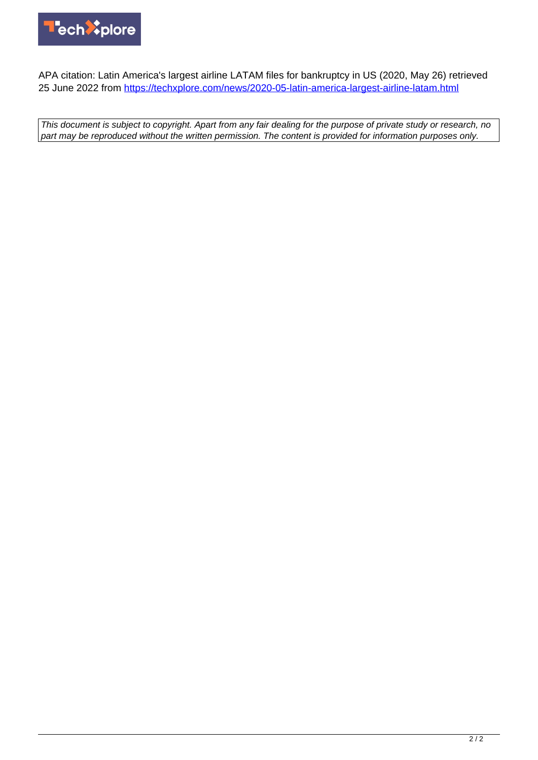APA citation: Latin America's largest airline LATAM files for bankruptcy in US (2020, May 26) retrieved 25 June 2022 from https://techxplore.com/news/2020-05-latin-america-largest-airline-latam.html

*This document is subject to copyright. Apart from any fair dealing for the purpose of private study or research, no part may be reproduced without the written permission. The content is provided for information purposes only.*